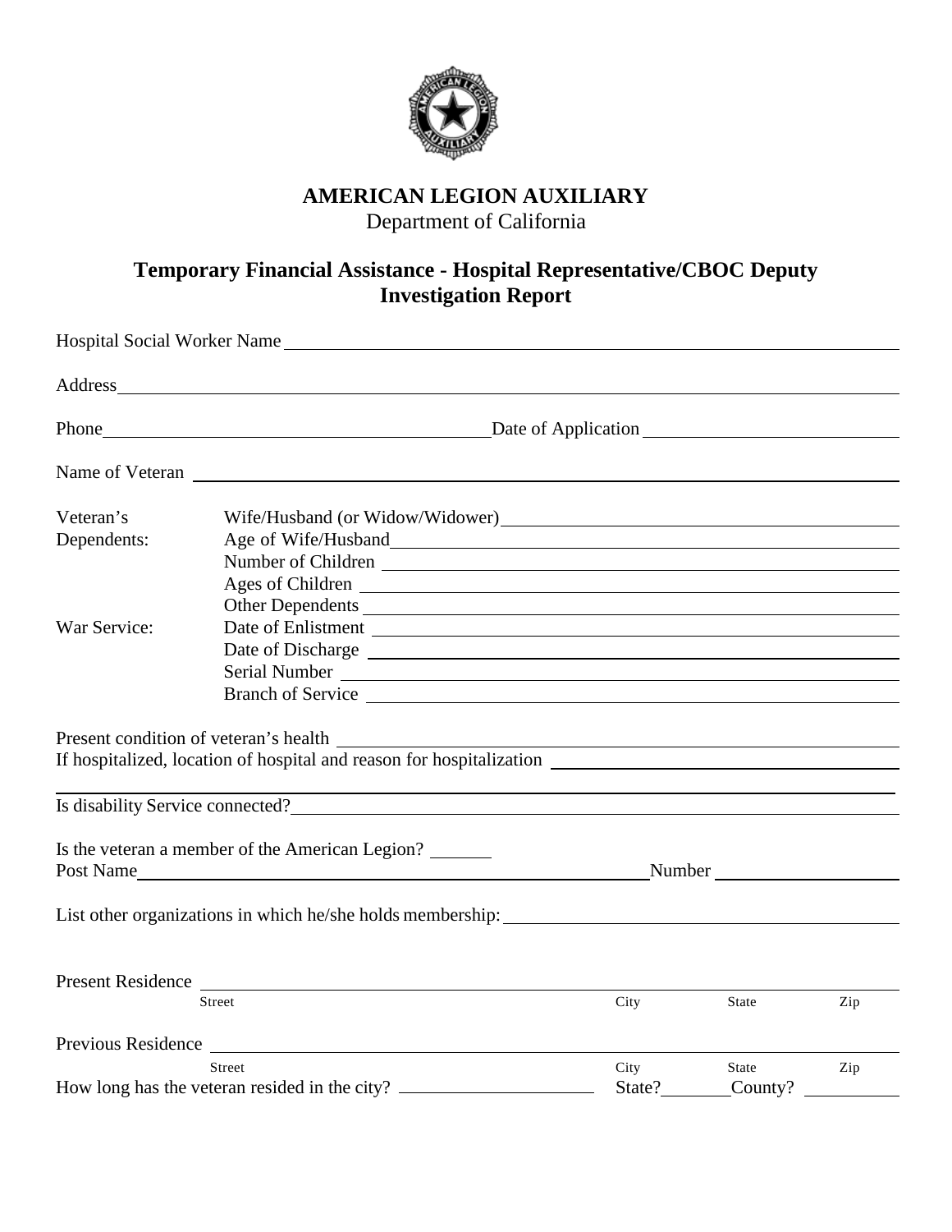**AMERICAN LEGION AUXILIARY**

Department of California

## Temporary Financial Assistance - Hospital Representative/CBOC Deputy Investigation Report

Hospital Social Worker Name \_\_\_\_\_\_\_\_\_\_\_\_\_\_\_\_\_\_\_\_\_\_\_\_\_\_\_\_\_\_\_\_\_\_\_\_\_\_\_\_\_\_\_\_

Address \_\_\_\_\_\_\_\_\_\_\_\_\_\_\_\_\_\_\_\_\_\_\_\_\_\_\_\_\_\_\_\_\_\_\_\_\_\_\_\_\_\_\_\_\_\_\_\_\_\_\_\_\_\_

Phone \_\_\_\_\_\_\_\_\_\_\_\_\_\_\_\_\_\_\_\_\_\_\_\_\_\_ Date of Application \_\_\_\_\_\_\_\_\_\_\_\_\_\_\_\_\_\_

Name of Veteran \_\_\_\_\_\_\_\_\_\_\_\_\_\_\_\_\_\_\_\_\_\_\_\_\_\_\_\_\_\_\_\_\_\_\_\_\_\_\_\_\_\_\_\_\_\_\_\_

Veteran's Dependents:
- Wife/Husband (or Widow/Widower) \_\_\_\_\_\_\_\_\_\_\_\_\_\_\_\_\_\_\_\_\_\_\_\_\_\_\_\_
- Age of Wife/Husband \_\_\_\_\_\_\_\_\_\_\_\_\_\_\_\_\_\_\_\_\_\_\_\_\_\_\_\_\_\_\_\_\_\_\_\_\_\_
- Number of Children \_\_\_\_\_\_\_\_\_\_\_\_\_\_\_\_\_\_\_\_\_\_\_\_\_\_\_\_\_\_\_\_\_\_\_\_\_\_
- Ages of Children \_\_\_\_\_\_\_\_\_\_\_\_\_\_\_\_\_\_\_\_\_\_\_\_\_\_\_\_\_\_\_\_\_\_\_\_\_\_\_\_
- Other Dependents \_\_\_\_\_\_\_\_\_\_\_\_\_\_\_\_\_\_\_\_\_\_\_\_\_\_\_\_\_\_\_\_\_\_\_\_\_\_\_\_

War Service:
- Date of Enlistment \_\_\_\_\_\_\_\_\_\_\_\_\_\_\_\_\_\_\_\_\_\_\_\_\_\_\_\_\_\_\_\_\_\_\_\_\_\_\_
- Date of Discharge \_\_\_\_\_\_\_\_\_\_\_\_\_\_\_\_\_\_\_\_\_\_\_\_\_\_\_\_\_\_\_\_\_\_\_\_\_\_\_\_
- Serial Number \_\_\_\_\_\_\_\_\_\_\_\_\_\_\_\_\_\_\_\_\_\_\_\_\_\_\_\_\_\_\_\_\_\_\_\_\_\_\_\_\_\_\_
- Branch of Service \_\_\_\_\_\_\_\_\_\_\_\_\_\_\_\_\_\_\_\_\_\_\_\_\_\_\_\_\_\_\_\_\_\_\_\_\_\_\_\_

Present condition of veteran's health \_\_\_\_\_\_\_\_\_\_\_\_\_\_\_\_\_\_\_\_\_\_\_\_\_\_\_\_\_\_\_\_\_\_

If hospitalized, location of hospital and reason for hospitalization \_\_\_\_\_\_\_\_\_\_\_\_\_\_\_\_\_\_

\_\_\_\_\_\_\_\_\_\_\_\_\_\_\_\_\_\_\_\_\_\_\_\_\_\_\_\_\_\_\_\_\_\_\_\_\_\_\_\_\_\_\_\_\_\_\_\_\_\_\_\_\_\_\_\_\_\_\_\_\_\_

Is disability Service connected? \_\_\_\_\_\_\_\_\_\_\_\_\_\_\_\_\_\_\_\_\_\_\_\_\_\_\_\_\_\_\_\_\_\_\_\_\_\_\_

Is the veteran a member of the American Legion? \_\_\_\_\_\_

Post Name \_\_\_\_\_\_\_\_\_\_\_\_\_\_\_\_\_\_\_\_\_\_\_\_\_\_\_\_\_\_\_\_\_\_ Number \_\_\_\_\_\_\_\_\_\_\_\_\_\_\_\_

List other organizations in which he/she holds membership: \_\_\_\_\_\_\_\_\_\_\_\_\_\_\_\_\_\_\_\_\_\_\_\_

Present Residence \_\_\_\_\_\_\_\_\_\_\_\_\_\_\_\_\_\_\_\_\_\_\_\_\_\_\_\_\_\_\_\_\_\_\_\_\_\_\_\_\_\_\_\_\_\_\_\_

Street | City | State | Zip

Previous Residence \_\_\_\_\_\_\_\_\_\_\_\_\_\_\_\_\_\_\_\_\_\_\_\_\_\_\_\_\_\_\_\_\_\_\_\_\_\_\_\_\_\_\_\_\_\_\_

Street | City | State | Zip

How long has the veteran resided in the city? \_\_\_\_\_\_\_\_\_\_\_\_\_\_ State? \_\_\_\_\_\_ County? \_\_\_\_\_\_\_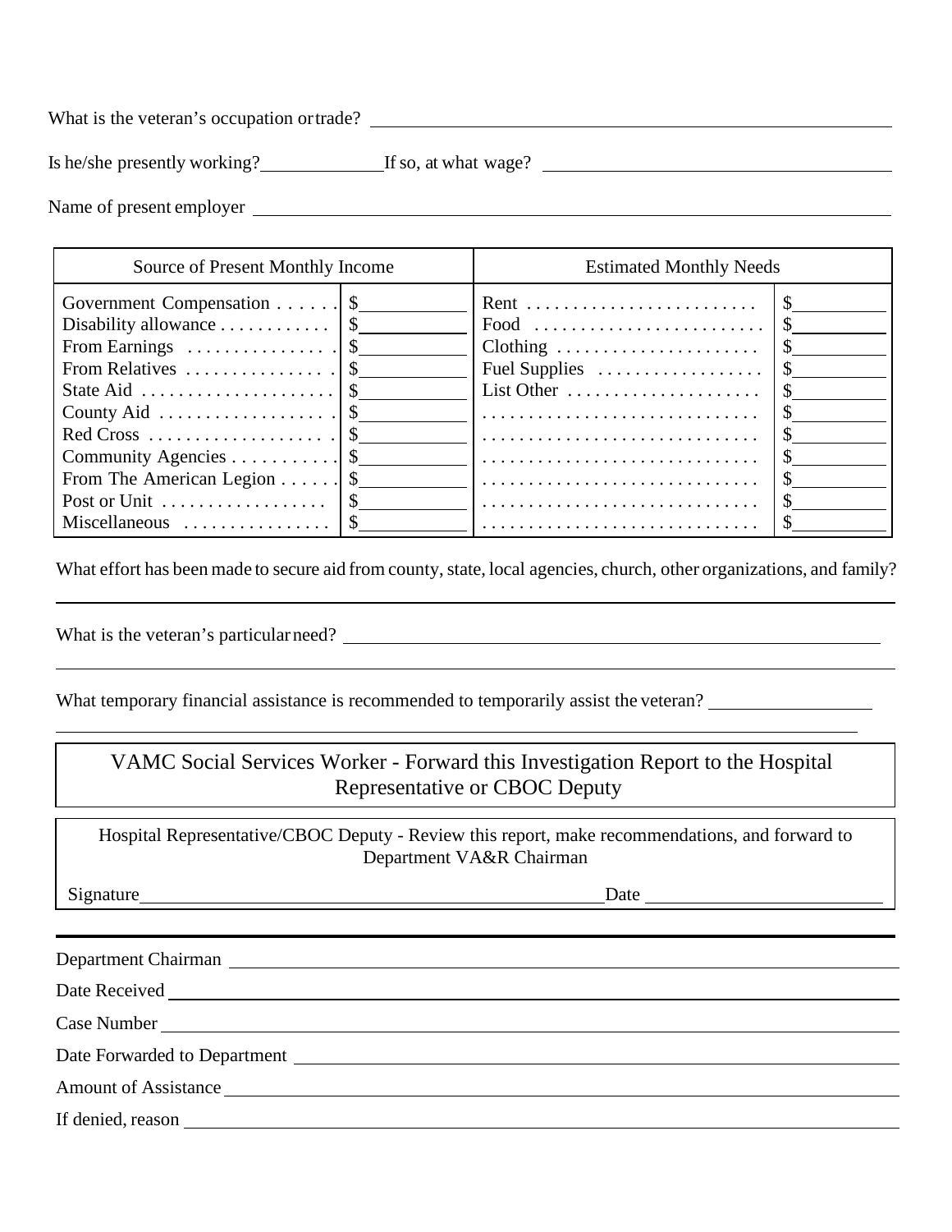What is the veteran's occupation or trade? ______________________________

Is he/she presently working? ____________ If so, at what wage? ______________________________

Name of present employer ______________________________

| Source of Present Monthly Income | | Estimated Monthly Needs | |
|---|---|---|---|
| Government Compensation . . . . . . | \$ | Rent . . . . . . . . . . . . . . . . . . . . . . . . | \$ |
| Disability allowance . . . . . . . . . . . | \$ | Food . . . . . . . . . . . . . . . . . . . . . . . . | \$ |
| From Earnings . . . . . . . . . . . . . . | \$ | Clothing . . . . . . . . . . . . . . . . . . . . . | \$ |
| From Relatives . . . . . . . . . . . . . . | \$ | Fuel Supplies . . . . . . . . . . . . . . . . . | \$ |
| State Aid . . . . . . . . . . . . . . . . . . . | \$ | List Other . . . . . . . . . . . . . . . . . . . . | \$ |
| County Aid . . . . . . . . . . . . . . . . . | \$ | . . . . . . . . . . . . . . . . . . . . . . . . . . . . . | \$ |
| Red Cross . . . . . . . . . . . . . . . . . . | \$ | . . . . . . . . . . . . . . . . . . . . . . . . . . . . . | \$ |
| Community Agencies . . . . . . . . . . | \$ | . . . . . . . . . . . . . . . . . . . . . . . . . . . . . | \$ |
| From The American Legion . . . . . . | \$ | . . . . . . . . . . . . . . . . . . . . . . . . . . . . . | \$ |
| Post or Unit . . . . . . . . . . . . . . . . . | \$ | . . . . . . . . . . . . . . . . . . . . . . . . . . . . . | \$ |
| Miscellaneous . . . . . . . . . . . . . . . | \$ | . . . . . . . . . . . . . . . . . . . . . . . . . . . . . | \$ |

What effort has been made to secure aid from county, state, local agencies, church, other organizations, and family?

______________________________

What is the veteran's particular need? ______________________________

______________________________

What temporary financial assistance is recommended to temporarily assist the veteran? ______________

______________________________

**VAMC Social Services Worker - Forward this Investigation Report to the Hospital Representative or CBOC Deputy**

Hospital Representative/CBOC Deputy - Review this report, make recommendations, and forward to Department VA&R Chairman

Signature ______________________________ Date ______________

---

Department Chairman ______________________________

Date Received ______________________________

Case Number ______________________________

Date Forwarded to Department ______________________________

Amount of Assistance ______________________________

If denied, reason ______________________________